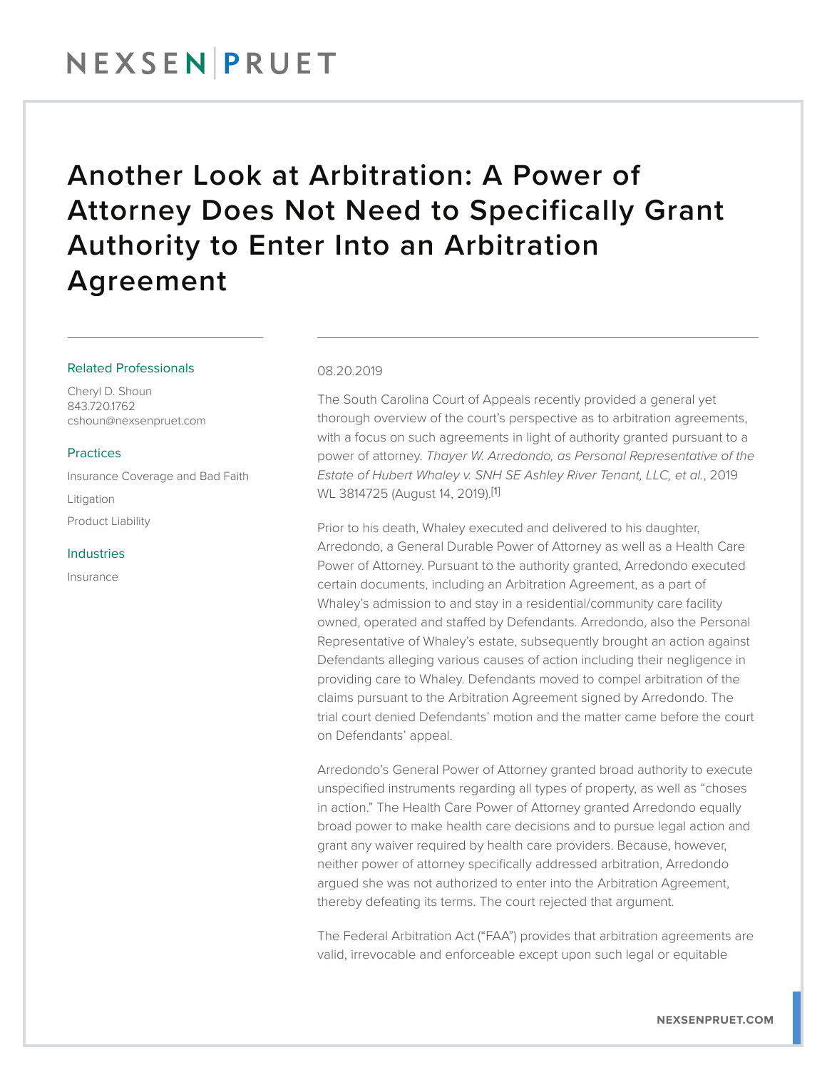# Another Look at Arbitration: A Power of Attorney Does Not Need to Specifically Grant Authority to Enter Into an Arbitration Agreement

#### Related Professionals

Cheryl D. Shoun
843.720.1762
cshoun@nexsenpruet.com

#### Practices

Insurance Coverage and Bad Faith

Litigation

Product Liability

#### Industries

Insurance

08.20.2019

The South Carolina Court of Appeals recently provided a general yet thorough overview of the court's perspective as to arbitration agreements, with a focus on such agreements in light of authority granted pursuant to a power of attorney. *Thayer W. Arredondo, as Personal Representative of the Estate of Hubert Whaley v. SNH SE Ashley River Tenant, LLC, et al.*, 2019 WL 3814725 (August 14, 2019).[1]

Prior to his death, Whaley executed and delivered to his daughter, Arredondo, a General Durable Power of Attorney as well as a Health Care Power of Attorney. Pursuant to the authority granted, Arredondo executed certain documents, including an Arbitration Agreement, as a part of Whaley's admission to and stay in a residential/community care facility owned, operated and staffed by Defendants. Arredondo, also the Personal Representative of Whaley's estate, subsequently brought an action against Defendants alleging various causes of action including their negligence in providing care to Whaley. Defendants moved to compel arbitration of the claims pursuant to the Arbitration Agreement signed by Arredondo. The trial court denied Defendants' motion and the matter came before the court on Defendants' appeal.

Arredondo's General Power of Attorney granted broad authority to execute unspecified instruments regarding all types of property, as well as "choses in action." The Health Care Power of Attorney granted Arredondo equally broad power to make health care decisions and to pursue legal action and grant any waiver required by health care providers. Because, however, neither power of attorney specifically addressed arbitration, Arredondo argued she was not authorized to enter into the Arbitration Agreement, thereby defeating its terms. The court rejected that argument.

The Federal Arbitration Act ("FAA") provides that arbitration agreements are valid, irrevocable and enforceable except upon such legal or equitable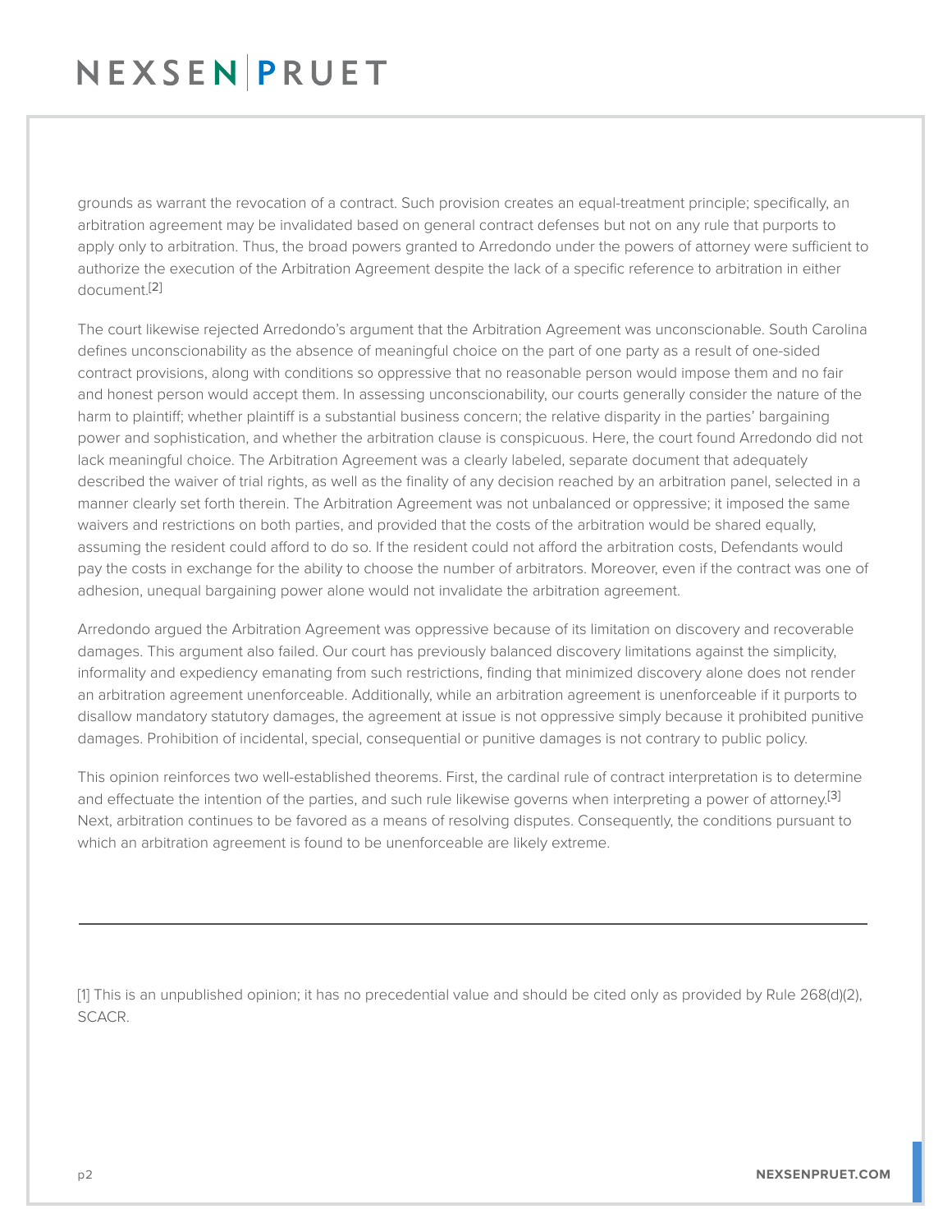grounds as warrant the revocation of a contract. Such provision creates an equal-treatment principle; specifically, an arbitration agreement may be invalidated based on general contract defenses but not on any rule that purports to apply only to arbitration. Thus, the broad powers granted to Arredondo under the powers of attorney were sufficient to authorize the execution of the Arbitration Agreement despite the lack of a specific reference to arbitration in either document.[2]

The court likewise rejected Arredondo's argument that the Arbitration Agreement was unconscionable. South Carolina defines unconscionability as the absence of meaningful choice on the part of one party as a result of one-sided contract provisions, along with conditions so oppressive that no reasonable person would impose them and no fair and honest person would accept them. In assessing unconscionability, our courts generally consider the nature of the harm to plaintiff; whether plaintiff is a substantial business concern; the relative disparity in the parties' bargaining power and sophistication, and whether the arbitration clause is conspicuous. Here, the court found Arredondo did not lack meaningful choice. The Arbitration Agreement was a clearly labeled, separate document that adequately described the waiver of trial rights, as well as the finality of any decision reached by an arbitration panel, selected in a manner clearly set forth therein. The Arbitration Agreement was not unbalanced or oppressive; it imposed the same waivers and restrictions on both parties, and provided that the costs of the arbitration would be shared equally, assuming the resident could afford to do so. If the resident could not afford the arbitration costs, Defendants would pay the costs in exchange for the ability to choose the number of arbitrators. Moreover, even if the contract was one of adhesion, unequal bargaining power alone would not invalidate the arbitration agreement.

Arredondo argued the Arbitration Agreement was oppressive because of its limitation on discovery and recoverable damages. This argument also failed. Our court has previously balanced discovery limitations against the simplicity, informality and expediency emanating from such restrictions, finding that minimized discovery alone does not render an arbitration agreement unenforceable. Additionally, while an arbitration agreement is unenforceable if it purports to disallow mandatory statutory damages, the agreement at issue is not oppressive simply because it prohibited punitive damages. Prohibition of incidental, special, consequential or punitive damages is not contrary to public policy.

This opinion reinforces two well-established theorems. First, the cardinal rule of contract interpretation is to determine and effectuate the intention of the parties, and such rule likewise governs when interpreting a power of attorney.[3] Next, arbitration continues to be favored as a means of resolving disputes. Consequently, the conditions pursuant to which an arbitration agreement is found to be unenforceable are likely extreme.

---

[1] This is an unpublished opinion; it has no precedential value and should be cited only as provided by Rule 268(d)(2), SCACR.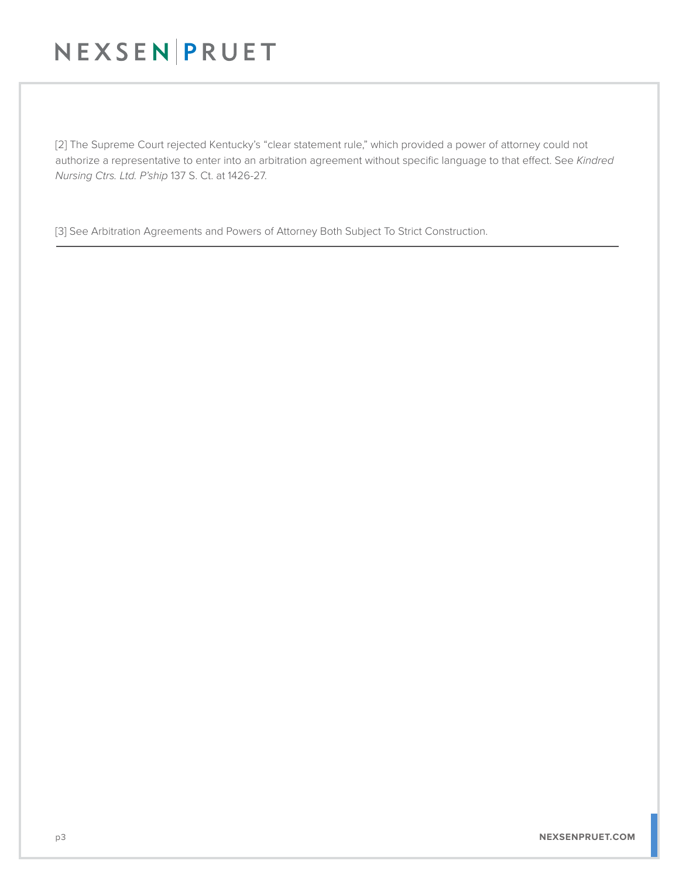[2] The Supreme Court rejected Kentucky's "clear statement rule," which provided a power of attorney could not authorize a representative to enter into an arbitration agreement without specific language to that effect. See *Kindred Nursing Ctrs. Ltd. P'ship* 137 S. Ct. at 1426-27.

[3] See Arbitration Agreements and Powers of Attorney Both Subject To Strict Construction.